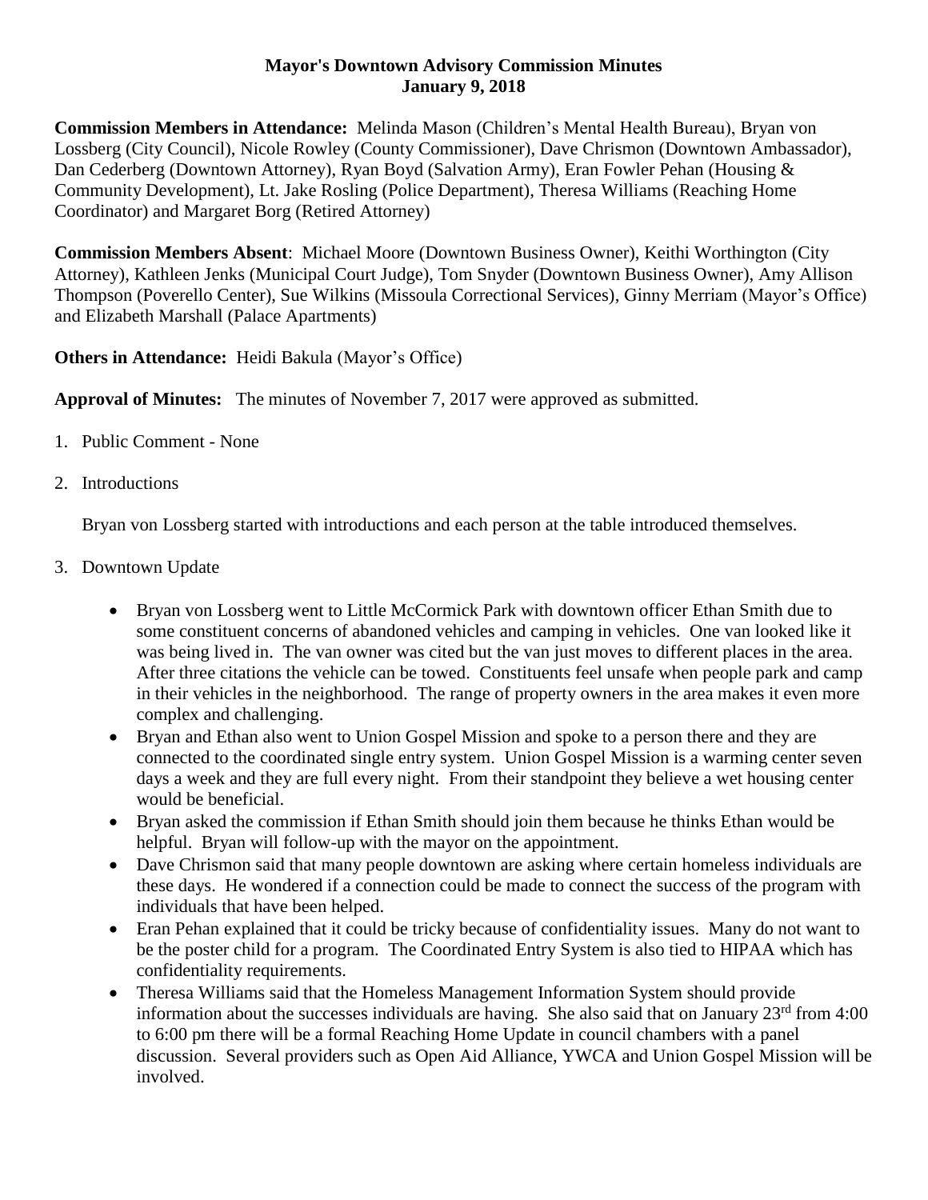# Mayor's Downtown Advisory Commission Minutes
## January 9, 2018

**Commission Members in Attendance:** Melinda Mason (Children's Mental Health Bureau), Bryan von Lossberg (City Council), Nicole Rowley (County Commissioner), Dave Chrismon (Downtown Ambassador), Dan Cederberg (Downtown Attorney), Ryan Boyd (Salvation Army), Eran Fowler Pehan (Housing & Community Development), Lt. Jake Rosling (Police Department), Theresa Williams (Reaching Home Coordinator) and Margaret Borg (Retired Attorney)

**Commission Members Absent**: Michael Moore (Downtown Business Owner), Keithi Worthington (City Attorney), Kathleen Jenks (Municipal Court Judge), Tom Snyder (Downtown Business Owner), Amy Allison Thompson (Poverello Center), Sue Wilkins (Missoula Correctional Services), Ginny Merriam (Mayor's Office) and Elizabeth Marshall (Palace Apartments)

**Others in Attendance:** Heidi Bakula (Mayor's Office)

**Approval of Minutes:** The minutes of November 7, 2017 were approved as submitted.

1. Public Comment - None

2. Introductions

   Bryan von Lossberg started with introductions and each person at the table introduced themselves.

3. Downtown Update

   - Bryan von Lossberg went to Little McCormick Park with downtown officer Ethan Smith due to some constituent concerns of abandoned vehicles and camping in vehicles. One van looked like it was being lived in. The van owner was cited but the van just moves to different places in the area. After three citations the vehicle can be towed. Constituents feel unsafe when people park and camp in their vehicles in the neighborhood. The range of property owners in the area makes it even more complex and challenging.
   - Bryan and Ethan also went to Union Gospel Mission and spoke to a person there and they are connected to the coordinated single entry system. Union Gospel Mission is a warming center seven days a week and they are full every night. From their standpoint they believe a wet housing center would be beneficial.
   - Bryan asked the commission if Ethan Smith should join them because he thinks Ethan would be helpful. Bryan will follow-up with the mayor on the appointment.
   - Dave Chrismon said that many people downtown are asking where certain homeless individuals are these days. He wondered if a connection could be made to connect the success of the program with individuals that have been helped.
   - Eran Pehan explained that it could be tricky because of confidentiality issues. Many do not want to be the poster child for a program. The Coordinated Entry System is also tied to HIPAA which has confidentiality requirements.
   - Theresa Williams said that the Homeless Management Information System should provide information about the successes individuals are having. She also said that on January 23rd from 4:00 to 6:00 pm there will be a formal Reaching Home Update in council chambers with a panel discussion. Several providers such as Open Aid Alliance, YWCA and Union Gospel Mission will be involved.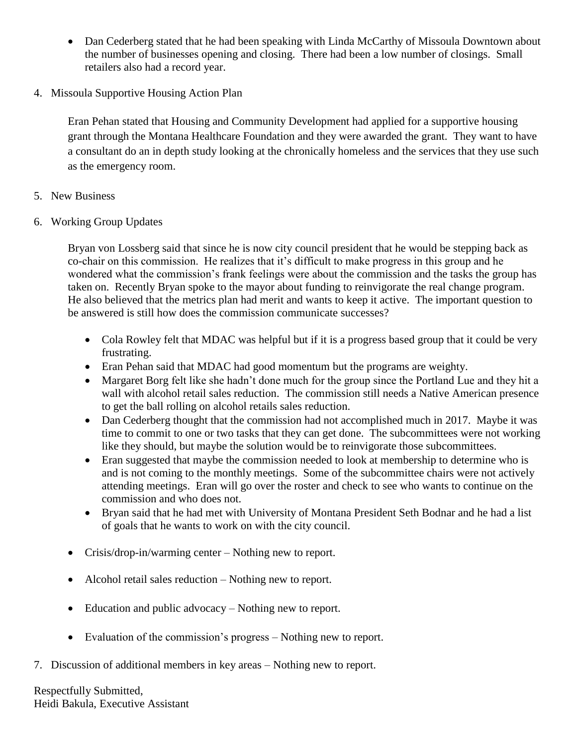- Dan Cederberg stated that he had been speaking with Linda McCarthy of Missoula Downtown about the number of businesses opening and closing. There had been a low number of closings. Small retailers also had a record year.

4. Missoula Supportive Housing Action Plan

   Eran Pehan stated that Housing and Community Development had applied for a supportive housing grant through the Montana Healthcare Foundation and they were awarded the grant. They want to have a consultant do an in depth study looking at the chronically homeless and the services that they use such as the emergency room.

5. New Business

6. Working Group Updates

   Bryan von Lossberg said that since he is now city council president that he would be stepping back as co-chair on this commission. He realizes that it's difficult to make progress in this group and he wondered what the commission's frank feelings were about the commission and the tasks the group has taken on. Recently Bryan spoke to the mayor about funding to reinvigorate the real change program. He also believed that the metrics plan had merit and wants to keep it active. The important question to be answered is still how does the commission communicate successes?

   - Cola Rowley felt that MDAC was helpful but if it is a progress based group that it could be very frustrating.
   - Eran Pehan said that MDAC had good momentum but the programs are weighty.
   - Margaret Borg felt like she hadn't done much for the group since the Portland Lue and they hit a wall with alcohol retail sales reduction. The commission still needs a Native American presence to get the ball rolling on alcohol retails sales reduction.
   - Dan Cederberg thought that the commission had not accomplished much in 2017. Maybe it was time to commit to one or two tasks that they can get done. The subcommittees were not working like they should, but maybe the solution would be to reinvigorate those subcommittees.
   - Eran suggested that maybe the commission needed to look at membership to determine who is and is not coming to the monthly meetings. Some of the subcommittee chairs were not actively attending meetings. Eran will go over the roster and check to see who wants to continue on the commission and who does not.
   - Bryan said that he had met with University of Montana President Seth Bodnar and he had a list of goals that he wants to work on with the city council.

   - Crisis/drop-in/warming center – Nothing new to report.
   - Alcohol retail sales reduction – Nothing new to report.
   - Education and public advocacy – Nothing new to report.
   - Evaluation of the commission's progress – Nothing new to report.

7. Discussion of additional members in key areas – Nothing new to report.

Respectfully Submitted,
Heidi Bakula, Executive Assistant